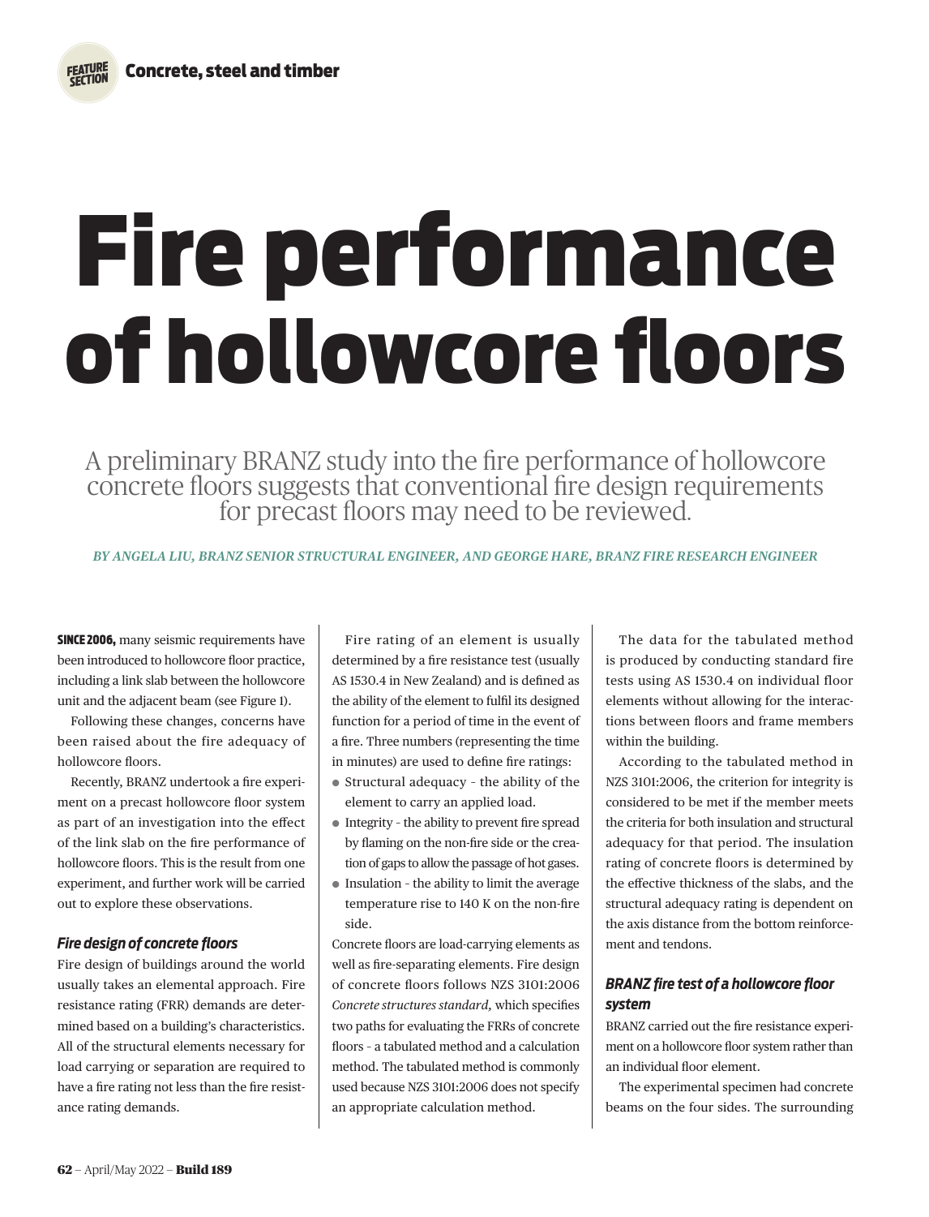**FEATURE SECTION** Concrete, steel and timber

# Fire performance of hollowcore floors

A preliminary BRANZ study into the fire performance of hollowcore concrete floors suggests that conventional fire design requirements for precast floors may need to be reviewed.

*BY ANGELA LIU, BRANZ SENIOR STRUCTURAL ENGINEER, AND GEORGE HARE, BRANZ FIRE RESEARCH ENGINEER*

**SINCE 2006,** many seismic requirements have been introduced to hollowcore floor practice, including a link slab between the hollowcore unit and the adjacent beam (see Figure 1).

Following these changes, concerns have been raised about the fire adequacy of hollowcore floors.

Recently, BRANZ undertook a fire experiment on a precast hollowcore floor system as part of an investigation into the effect of the link slab on the fire performance of hollowcore floors. This is the result from one experiment, and further work will be carried out to explore these observations.

### *Fire design of concrete floors*

Fire design of buildings around the world usually takes an elemental approach. Fire resistance rating (FRR) demands are determined based on a building's characteristics. All of the structural elements necessary for load carrying or separation are required to have a fire rating not less than the fire resistance rating demands.

Fire rating of an element is usually determined by a fire resistance test (usually AS 1530.4 in New Zealand) and is defined as the ability of the element to fulfil its designed function for a period of time in the event of a fire. Three numbers (representing the time in minutes) are used to define fire ratings:

- Structural adequacy - the ability of the element to carry an applied load.
- Integrity - the ability to prevent fire spread by flaming on the non-fire side or the creation of gaps to allow the passage of hot gases.
- Insulation - the ability to limit the average temperature rise to 140 K on the non-fire side.

Concrete floors are load-carrying elements as well as fire-separating elements. Fire design of concrete floors follows NZS 3101:2006 *Concrete structures standard,* which specifies two paths for evaluating the FRRs of concrete floors - a tabulated method and a calculation method. The tabulated method is commonly used because NZS 3101:2006 does not specify an appropriate calculation method.

The data for the tabulated method is produced by conducting standard fire tests using AS 1530.4 on individual floor elements without allowing for the interactions between floors and frame members within the building.

According to the tabulated method in NZS 3101:2006, the criterion for integrity is considered to be met if the member meets the criteria for both insulation and structural adequacy for that period. The insulation rating of concrete floors is determined by the effective thickness of the slabs, and the structural adequacy rating is dependent on the axis distance from the bottom reinforcement and tendons.

### *BRANZ fire test of a hollowcore floor system*

BRANZ carried out the fire resistance experiment on a hollowcore floor system rather than an individual floor element.

The experimental specimen had concrete beams on the four sides. The surrounding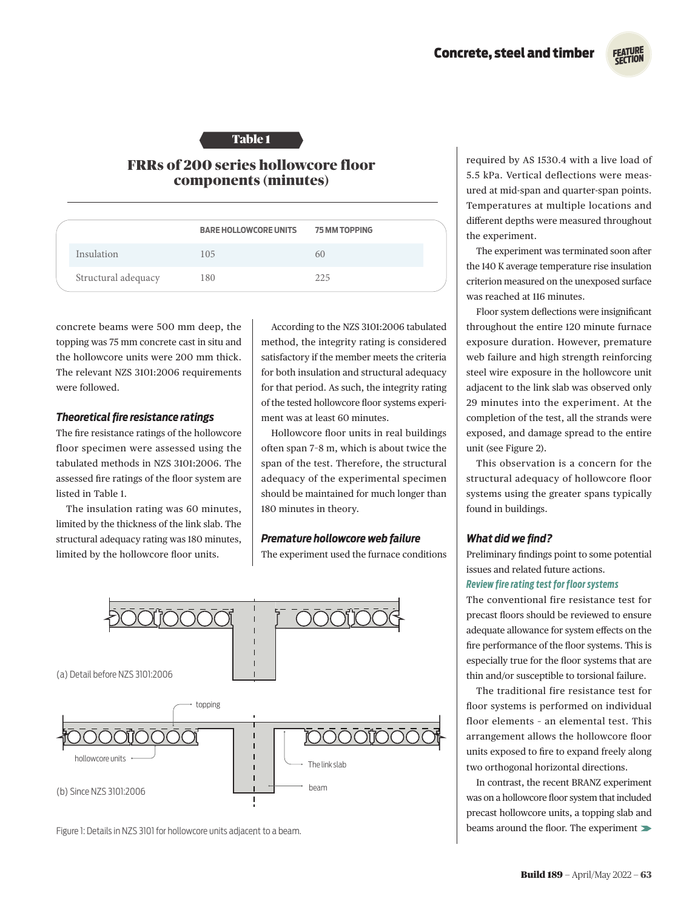Table 1

## FRRs of 200 series hollowcore floor components (minutes)

| | BARE HOLLOWCORE UNITS | 75 MM TOPPING |
|---|---|---|
| Insulation | 105 | 60 |
| Structural adequacy | 180 | 225 |

concrete beams were 500 mm deep, the topping was 75 mm concrete cast in situ and the hollowcore units were 200 mm thick. The relevant NZS 3101:2006 requirements were followed.

### *Theoretical fire resistance ratings*

The fire resistance ratings of the hollowcore floor specimen were assessed using the tabulated methods in NZS 3101:2006. The assessed fire ratings of the floor system are listed in Table 1.

The insulation rating was 60 minutes, limited by the thickness of the link slab. The structural adequacy rating was 180 minutes, limited by the hollowcore floor units.

According to the NZS 3101:2006 tabulated method, the integrity rating is considered satisfactory if the member meets the criteria for both insulation and structural adequacy for that period. As such, the integrity rating of the tested hollowcore floor systems experiment was at least 60 minutes.

Hollowcore floor units in real buildings often span 7–8 m, which is about twice the span of the test. Therefore, the structural adequacy of the experimental specimen should be maintained for much longer than 180 minutes in theory.

### *Premature hollowcore web failure*

The experiment used the furnace conditions required by AS 1530.4 with a live load of 5.5 kPa. Vertical deflections were measured at mid-span and quarter-span points. Temperatures at multiple locations and different depths were measured throughout the experiment.

The experiment was terminated soon after the 140 K average temperature rise insulation criterion measured on the unexposed surface was reached at 116 minutes.

Floor system deflections were insignificant throughout the entire 120 minute furnace exposure duration. However, premature web failure and high strength reinforcing steel wire exposure in the hollowcore unit adjacent to the link slab was observed only 29 minutes into the experiment. At the completion of the test, all the strands were exposed, and damage spread to the entire unit (see Figure 2).

This observation is a concern for the structural adequacy of hollowcore floor systems using the greater spans typically found in buildings.

(a) Detail before NZS 3101:2006

(b) Since NZS 3101:2006

Figure 1: Details in NZS 3101 for hollowcore units adjacent to a beam.

### *What did we find?*

Preliminary findings point to some potential issues and related future actions.

#### *Review fire rating test for floor systems*

The conventional fire resistance test for precast floors should be reviewed to ensure adequate allowance for system effects on the fire performance of the floor systems. This is especially true for the floor systems that are thin and/or susceptible to torsional failure.

The traditional fire resistance test for floor systems is performed on individual floor elements – an elemental test. This arrangement allows the hollowcore floor units exposed to fire to expand freely along two orthogonal horizontal directions.

In contrast, the recent BRANZ experiment was on a hollowcore floor system that included precast hollowcore units, a topping slab and beams around the floor. The experiment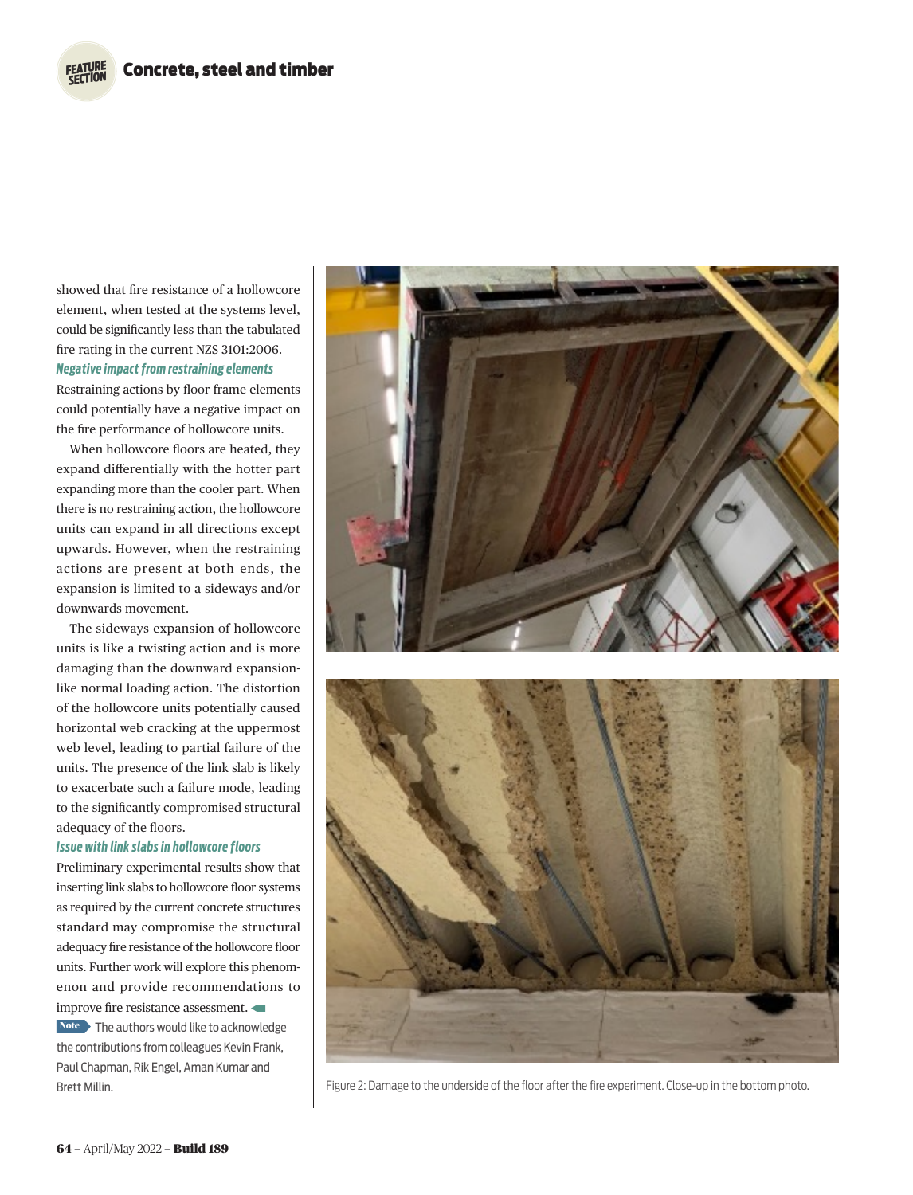showed that fire resistance of a hollowcore element, when tested at the systems level, could be significantly less than the tabulated fire rating in the current NZS 3101:2006.

### Negative impact from restraining elements

Restraining actions by floor frame elements could potentially have a negative impact on the fire performance of hollowcore units.

When hollowcore floors are heated, they expand differentially with the hotter part expanding more than the cooler part. When there is no restraining action, the hollowcore units can expand in all directions except upwards. However, when the restraining actions are present at both ends, the expansion is limited to a sideways and/or downwards movement.

The sideways expansion of hollowcore units is like a twisting action and is more damaging than the downward expansion-like normal loading action. The distortion of the hollowcore units potentially caused horizontal web cracking at the uppermost web level, leading to partial failure of the units. The presence of the link slab is likely to exacerbate such a failure mode, leading to the significantly compromised structural adequacy of the floors.

### Issue with link slabs in hollowcore floors

Preliminary experimental results show that inserting link slabs to hollowcore floor systems as required by the current concrete structures standard may compromise the structural adequacy fire resistance of the hollowcore floor units. Further work will explore this phenomenon and provide recommendations to improve fire resistance assessment.

**Note** The authors would like to acknowledge the contributions from colleagues Kevin Frank, Paul Chapman, Rik Engel, Aman Kumar and Brett Millin.

Figure 2: Damage to the underside of the floor after the fire experiment. Close-up in the bottom photo.